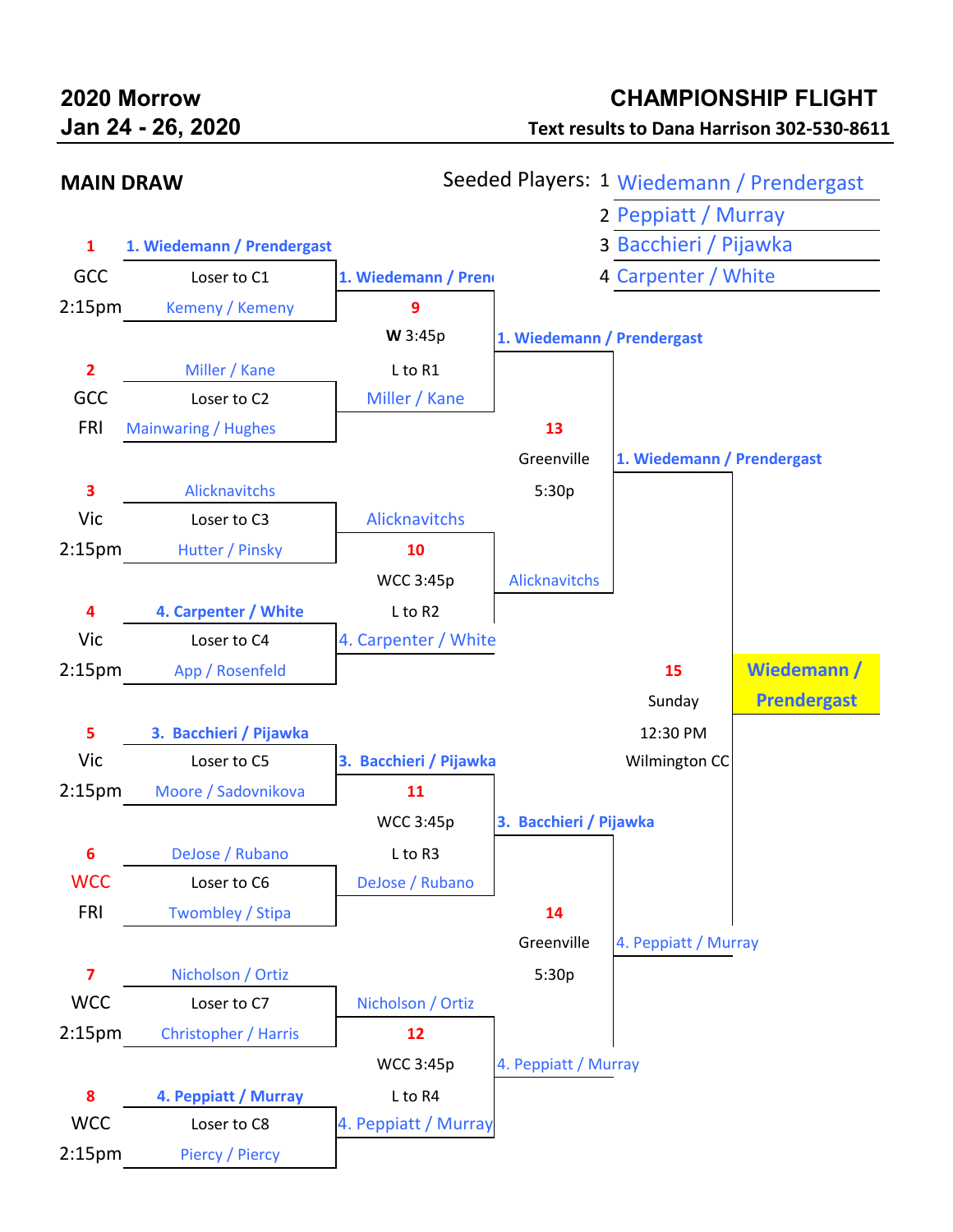# 2020 Morrow
## Jan 24 - 26, 2020

# CHAMPIONSHIP FLIGHT

**Text results to Dana Harrison 302-530-8611**

## MAIN DRAW

Seeded Players:

1. Wiedemann / Prendergast
2. Peppiatt / Murray
3. Bacchieri / Pijawka
4. Carpenter / White

### First Round

| Match | Location | Time | Team 1 | Team 2 | Note | Winner |
|---|---|---|---|---|---|---|
| 1 | GCC | 2:15pm | 1. Wiedemann / Prendergast | Kemeny / Kemeny | Loser to C1 | 1. Wiedemann / Prendergast |
| 2 | GCC | FRI | Miller / Kane | Mainwaring / Hughes | Loser to C2 | Miller / Kane |
| 3 | Vic | 2:15pm | Alicknavitchs | Hutter / Pinsky | Loser to C3 | Alicknavitchs |
| 4 | Vic | 2:15pm | 4. Carpenter / White | App / Rosenfeld | Loser to C4 | 4. Carpenter / White |
| 5 | Vic | 2:15pm | 3. Bacchieri / Pijawka | Moore / Sadovnikova | Loser to C5 | 3. Bacchieri / Pijawka |
| 6 | WCC | FRI | DeJose / Rubano | Twombley / Stipa | Loser to C6 | DeJose / Rubano |
| 7 | WCC | 2:15pm | Nicholson / Ortiz | Christopher / Harris | Loser to C7 | Nicholson / Ortiz |
| 8 | WCC | 2:15pm | 4. Peppiatt / Murray | Piercy / Piercy | Loser to C8 | 4. Peppiatt / Murray |

### Quarterfinals

| Match | Location / Time | Note | Team 1 | Team 2 | Winner |
|---|---|---|---|---|---|
| 9 | W 3:45p | L to R1 | 1. Wiedemann / Prendergast | Miller / Kane | 1. Wiedemann / Prendergast |
| 10 | WCC 3:45p | L to R2 | Alicknavitchs | 4. Carpenter / White | Alicknavitchs |
| 11 | WCC 3:45p | L to R3 | 3. Bacchieri / Pijawka | DeJose / Rubano | 3. Bacchieri / Pijawka |
| 12 | WCC 3:45p | L to R4 | Nicholson / Ortiz | 4. Peppiatt / Murray | 4. Peppiatt / Murray |

### Semifinals

| Match | Location | Time | Team 1 | Team 2 | Winner |
|---|---|---|---|---|---|
| 13 | Greenville | 5:30p | 1. Wiedemann / Prendergast | Alicknavitchs | 1. Wiedemann / Prendergast |
| 14 | Greenville | 5:30p | 3. Bacchieri / Pijawka | 4. Peppiatt / Murray | 4. Peppiatt / Murray |

### Final

| Match | Day | Time | Location | Team 1 | Team 2 | Winner |
|---|---|---|---|---|---|---|
| 15 | Sunday | 12:30 PM | Wilmington CC | 1. Wiedemann / Prendergast | 4. Peppiatt / Murray | **Wiedemann / Prendergast** |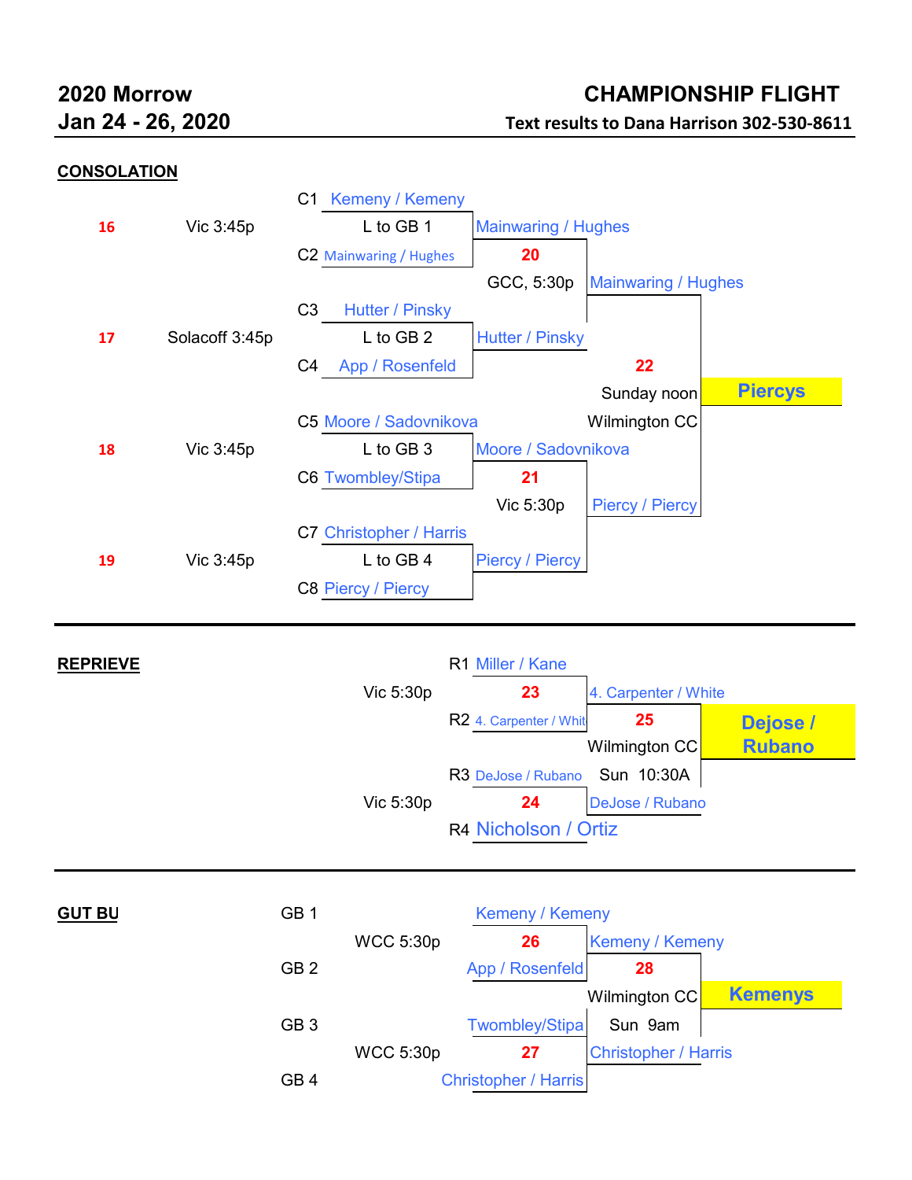**2020 Morrow**
**Jan 24 - 26, 2020**

**CHAMPIONSHIP FLIGHT**

**Text results to Dana Harrison 302-530-8611**

## CONSOLATION

| Match | Location/Time | Slot | Team | Next Match | Result |
|---|---|---|---|---|---|
| 16 | Vic 3:45p | C1 | Kemeny / Kemeny | L to GB 1 | Mainwaring / Hughes |
| | | C2 | Mainwaring / Hughes | | |
| 17 | Solacoff 3:45p | C3 | Hutter / Pinsky | L to GB 2 | Hutter / Pinsky |
| | | C4 | App / Rosenfeld | | |
| 18 | Vic 3:45p | C5 | Moore / Sadovnikova | L to GB 3 | Moore / Sadovnikova |
| | | C6 | Twombley/Stipa | | |
| 19 | Vic 3:45p | C7 | Christopher / Harris | L to GB 4 | Piercy / Piercy |
| | | C8 | Piercy / Piercy | | |

| Match | Location/Time | Teams | Winner |
|---|---|---|---|
| 20 | GCC, 5:30p | Mainwaring / Hughes vs. Hutter / Pinsky | Mainwaring / Hughes |
| 21 | Vic 5:30p | Moore / Sadovnikova vs. Piercy / Piercy | Piercy / Piercy |
| 22 | Sunday noon, Wilmington CC | Mainwaring / Hughes vs. Piercy / Piercy | **Piercys** |

## REPRIEVE

| Match | Location/Time | Slot | Team | Winner |
|---|---|---|---|---|
| 23 | Vic 5:30p | R1 | Miller / Kane | 4. Carpenter / White |
| | | R2 | 4. Carpenter / Whit | |
| 24 | Vic 5:30p | R3 | DeJose / Rubano | DeJose / Rubano |
| | | R4 | Nicholson / Ortiz | |

| Match | Location/Time | Teams | Winner |
|---|---|---|---|
| 25 | Wilmington CC, Sun 10:30A | 4. Carpenter / White vs. DeJose / Rubano | **Dejose / Rubano** |

## GUT BU

| Match | Location/Time | Slot | Team | Winner |
|---|---|---|---|---|
| 26 | WCC 5:30p | GB 1 | Kemeny / Kemeny | Kemeny / Kemeny |
| | | GB 2 | App / Rosenfeld | |
| 27 | WCC 5:30p | GB 3 | Twombley/Stipa | Christopher / Harris |
| | | GB 4 | Christopher / Harris | |

| Match | Location/Time | Teams | Winner |
|---|---|---|---|
| 28 | Wilmington CC, Sun 9am | Kemeny / Kemeny vs. Christopher / Harris | **Kemenys** |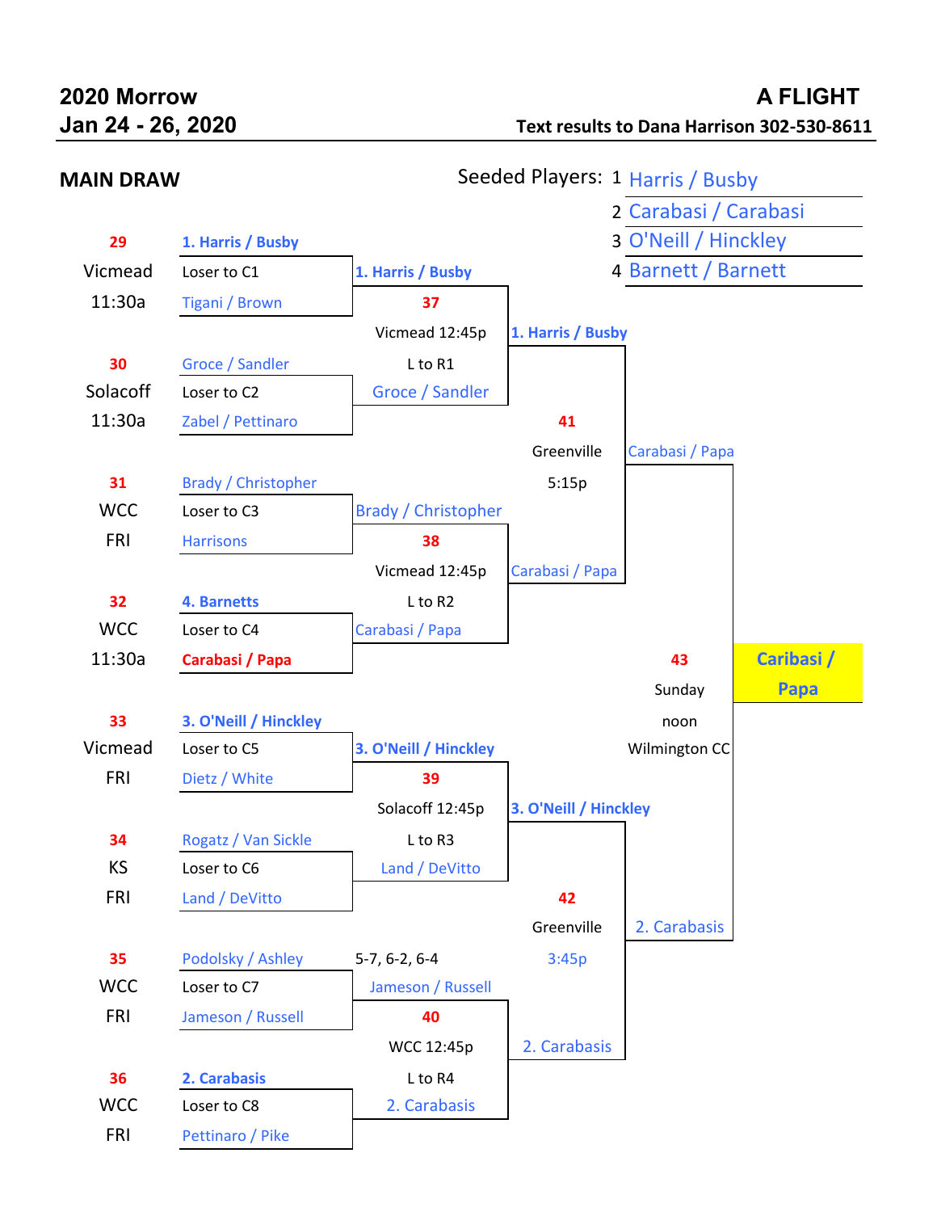**2020 Morrow**
**Jan 24 - 26, 2020**

**A FLIGHT**
**Text results to Dana Harrison 302-530-8611**

## MAIN DRAW

Seeded Players:

1. Harris / Busby
2. Carabasi / Carabasi
3. O'Neill / Hinckley
4. Barnett / Barnett

### First Round

| Match | Location | Time | Team 1 | | Team 2 | Winner |
|---|---|---|---|---|---|---|
| 29 | Vicmead | 11:30a | **1. Harris / Busby** | Loser to C1 | Tigani / Brown | **1. Harris / Busby** |
| 30 | Solacoff | 11:30a | Groce / Sandler | Loser to C2 | Zabel / Pettinaro | Groce / Sandler |
| 31 | WCC | FRI | Brady / Christopher | Loser to C3 | Harrisons | Brady / Christopher |
| 32 | WCC | 11:30a | **4. Barnetts** | Loser to C4 | **Carabasi / Papa** | Carabasi / Papa |
| 33 | Vicmead | FRI | **3. O'Neill / Hinckley** | Loser to C5 | Dietz / White | **3. O'Neill / Hinckley** |
| 34 | KS | FRI | Rogatz / Van Sickle | Loser to C6 | Land / DeVitto | Land / DeVitto |
| 35 | WCC | FRI | Podolsky / Ashley | Loser to C7 | Jameson / Russell | Jameson / Russell (5-7, 6-2, 6-4) |
| 36 | WCC | FRI | **2. Carabasis** | Loser to C8 | Pettinaro / Pike | 2. Carabasis |

### Quarterfinals

| Match | Location | Time | | Winner |
|---|---|---|---|---|
| 37 | Vicmead | 12:45p | L to R1 | **1. Harris / Busby** |
| 38 | Vicmead | 12:45p | L to R2 | Carabasi / Papa |
| 39 | Solacoff | 12:45p | L to R3 | **3. O'Neill / Hinckley** |
| 40 | WCC | 12:45p | L to R4 | 2. Carabasis |

### Semifinals

| Match | Location | Time | Winner |
|---|---|---|---|
| 41 | Greenville | 5:15p | Carabasi / Papa |
| 42 | Greenville | 3:45p | 2. Carabasis |

### Final

| Match | Location | Time | Winner |
|---|---|---|---|
| 43 | Wilmington CC | Sunday noon | **Caribasi / Papa** |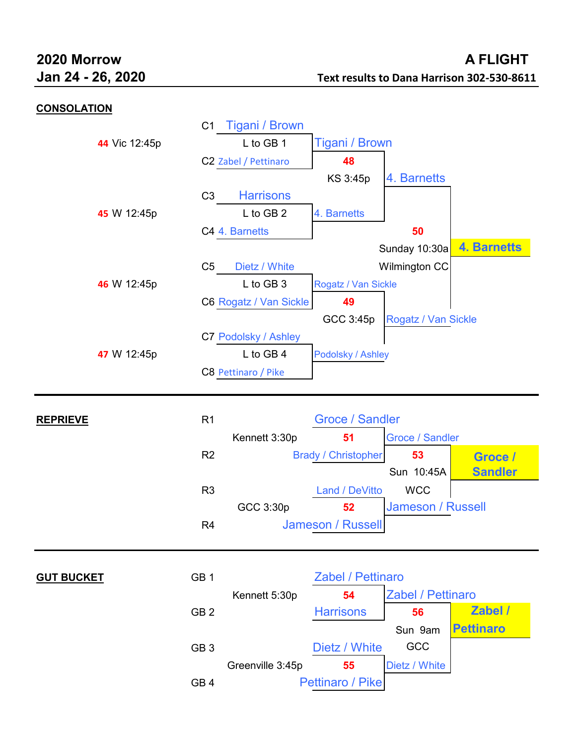**2020 Morrow**
**Jan 24 - 26, 2020**

**A FLIGHT**
**Text results to Dana Harrison 302-530-8611**

## CONSOLATION

| Match | Slot | Round 1 | Match | Semifinal | Match | Final |
|---|---|---|---|---|---|---|
| | C1 | Tigani / Brown | | | | |
| 44 Vic 12:45p | | L to GB 1 | | Tigani / Brown | | |
| | C2 | Zabel / Pettinaro | 48 KS 3:45p | | | |
| | C3 | Harrisons | | | | 4. Barnetts |
| 45 W 12:45p | | L to GB 2 | | 4. Barnetts | | |
| | C4 | 4. Barnetts | | | 50 Sunday 10:30a Wilmington CC | **4. Barnetts** |
| | C5 | Dietz / White | | | | |
| 46 W 12:45p | | L to GB 3 | | Rogatz / Van Sickle | | |
| | C6 | Rogatz / Van Sickle | 49 GCC 3:45p | | | Rogatz / Van Sickle |
| | C7 | Podolsky / Ashley | | | | |
| 47 W 12:45p | | L to GB 4 | | Podolsky / Ashley | | |
| | C8 | Pettinaro / Pike | | | | |

## REPRIEVE

| Slot | Match | Round 1 | Match | Semifinal | Match | Winner |
|---|---|---|---|---|---|---|
| R1 | | Groce / Sandler | | | | |
| | Kennett 3:30p | | 51 | Groce / Sandler | | |
| R2 | | Brady / Christopher | | | 53 Sun 10:45A WCC | **Groce / Sandler** |
| R3 | | Land / DeVitto | | | | |
| | GCC 3:30p | | 52 | Jameson / Russell | | |
| R4 | | Jameson / Russell | | | | |

## GUT BUCKET

| Slot | Match | Round 1 | Match | Semifinal | Match | Winner |
|---|---|---|---|---|---|---|
| GB 1 | | Zabel / Pettinaro | | | | |
| | Kennett 5:30p | | 54 | Zabel / Pettinaro | | |
| GB 2 | | Harrisons | | | 56 Sun 9am GCC | **Zabel / Pettinaro** |
| GB 3 | | Dietz / White | | | | |
| | Greenville 3:45p | | 55 | Dietz / White | | |
| GB 4 | | Pettinaro / Pike | | | | |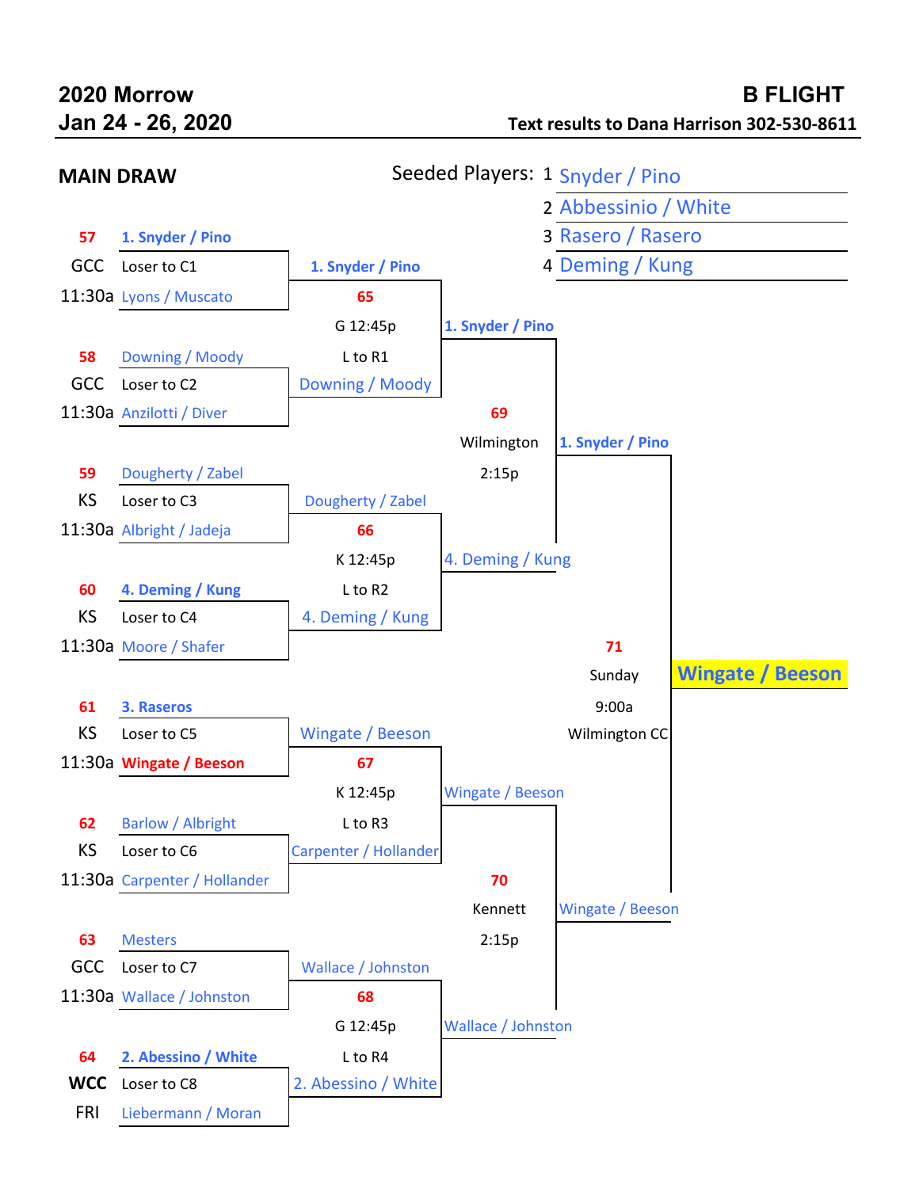# 2020 Morrow

**Jan 24 - 26, 2020**

# B FLIGHT

**Text results to Dana Harrison 302-530-8611**

## MAIN DRAW

Seeded Players:

1. Snyder / Pino
2. Abbessinio / White
3. Rasero / Rasero
4. Deming / Kung

### First Round

| Match | Location / Time | Team 1 | Team 2 | Loser to | Winner |
|---|---|---|---|---|---|
| 57 | GCC 11:30a | **1. Snyder / Pino** | Lyons / Muscato | Loser to C1 | **1. Snyder / Pino** |
| 58 | GCC 11:30a | Downing / Moody | Anzilotti / Diver | Loser to C2 | Downing / Moody |
| 59 | KS 11:30a | Dougherty / Zabel | Albright / Jadeja | Loser to C3 | Dougherty / Zabel |
| 60 | KS 11:30a | **4. Deming / Kung** | Moore / Shafer | Loser to C4 | 4. Deming / Kung |
| 61 | KS 11:30a | **3. Raseros** | **Wingate / Beeson** | Loser to C5 | Wingate / Beeson |
| 62 | KS 11:30a | Barlow / Albright | Carpenter / Hollander | Loser to C6 | Carpenter / Hollander |
| 63 | GCC 11:30a | Mesters | Wallace / Johnston | Loser to C7 | Wallace / Johnston |
| 64 | WCC FRI | **2. Abessino / White** | Liebermann / Moran | Loser to C8 | 2. Abessino / White |

### Quarterfinals

| Match | Location / Time | Loser to | Team 1 | Team 2 | Winner |
|---|---|---|---|---|---|
| 65 | G 12:45p | L to R1 | **1. Snyder / Pino** | Downing / Moody | **1. Snyder / Pino** |
| 66 | K 12:45p | L to R2 | Dougherty / Zabel | 4. Deming / Kung | 4. Deming / Kung |
| 67 | K 12:45p | L to R3 | Wingate / Beeson | Carpenter / Hollander | Wingate / Beeson |
| 68 | G 12:45p | L to R4 | Wallace / Johnston | 2. Abessino / White | Wallace / Johnston |

### Semifinals

| Match | Location / Time | Team 1 | Team 2 | Winner |
|---|---|---|---|---|
| 69 | Wilmington 2:15p | **1. Snyder / Pino** | 4. Deming / Kung | **1. Snyder / Pino** |
| 70 | Kennett 2:15p | Wingate / Beeson | Wallace / Johnston | Wingate / Beeson |

### Final

| Match | Location / Time | Team 1 | Team 2 | Winner |
|---|---|---|---|---|
| 71 | Sunday 9:00a Wilmington CC | **1. Snyder / Pino** | Wingate / Beeson | **Wingate / Beeson** |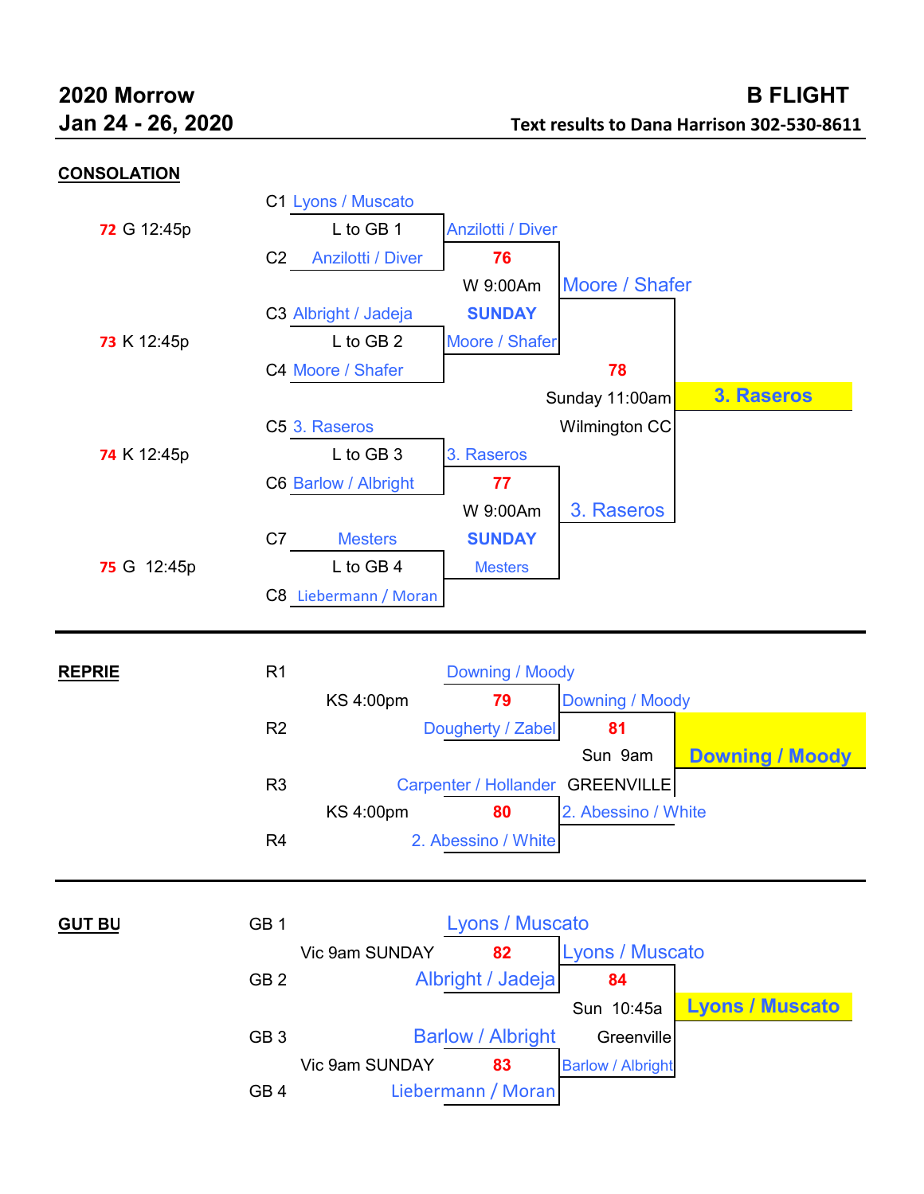# 2020 Morrow

## Jan 24 - 26, 2020

**B FLIGHT**

**Text results to Dana Harrison 302-530-8611**

---

**CONSOLATION**

72 G 12:45p

- C1 Lyons / Muscato
- L to GB 1
- C2 Anzilotti / Diver

Anzilotti / Diver

76

W 9:00Am

**SUNDAY**

Moore / Shafer

73 K 12:45p

- C3 Albright / Jadeja
- L to GB 2
- C4 Moore / Shafer

Moore / Shafer

78

Sunday 11:00am

Wilmington CC

**3. Raseros**

74 K 12:45p

- C5 3. Raseros
- L to GB 3
- C6 Barlow / Albright

3. Raseros

77

W 9:00Am

**SUNDAY**

3. Raseros

75 G 12:45p

- C7 Mesters
- L to GB 4
- C8 Liebermann / Moran

Mesters

---

**REPRIE**

- R1 Downing / Moody
- KS 4:00pm 79
- R2 Dougherty / Zabel

Downing / Moody

81

Sun 9am

GREENVILLE

**Downing / Moody**

- R3 Carpenter / Hollander
- KS 4:00pm 80
- R4 2. Abessino / White

2. Abessino / White

---

**GUT BU**

- GB 1 Lyons / Muscato
- Vic 9am SUNDAY 82
- GB 2 Albright / Jadeja

Lyons / Muscato

84

Sun 10:45a

Greenville

**Lyons / Muscato**

- GB 3 Barlow / Albright
- Vic 9am SUNDAY 83
- GB 4 Liebermann / Moran

Barlow / Albright